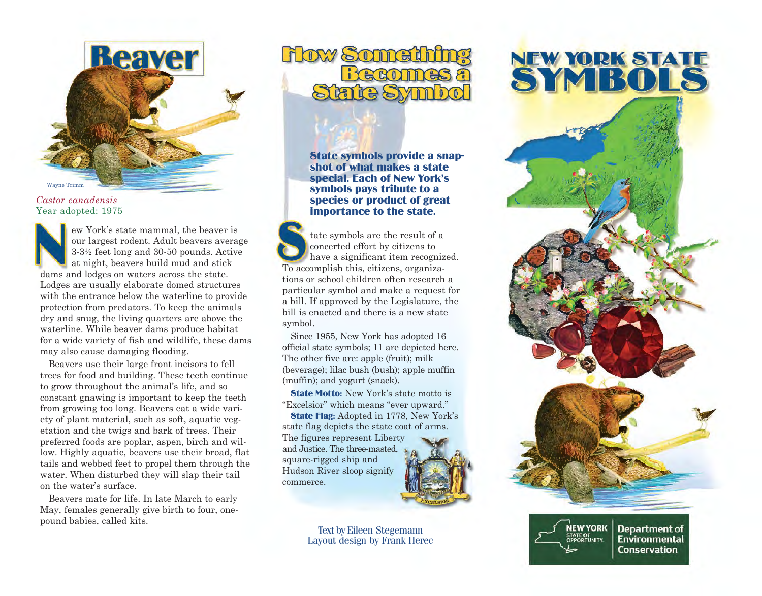# Beaver

Wayne Trimm

*Castor canadensis*
Year adopted: 1975

New York's state mammal, the beaver is our largest rodent. Adult beavers average 3-3½ feet long and 30-50 pounds. Active at night, beavers build mud and stick dams and lodges on waters across the state. Lodges are usually elaborate domed structures with the entrance below the waterline to provide protection from predators. To keep the animals dry and snug, the living quarters are above the waterline. While beaver dams produce habitat for a wide variety of fish and wildlife, these dams may also cause damaging flooding.

Beavers use their large front incisors to fell trees for food and building. These teeth continue to grow throughout the animal's life, and so constant gnawing is important to keep the teeth from growing too long. Beavers eat a wide variety of plant material, such as soft, aquatic vegetation and the twigs and bark of trees. Their preferred foods are poplar, aspen, birch and willow. Highly aquatic, beavers use their broad, flat tails and webbed feet to propel them through the water. When disturbed they will slap their tail on the water's surface.

Beavers mate for life. In late March to early May, females generally give birth to four, one-pound babies, called kits.

# How Something Becomes a State Symbol

**State symbols provide a snapshot of what makes a state special. Each of New York's symbols pays tribute to a species or product of great importance to the state.**

State symbols are the result of a concerted effort by citizens to have a significant item recognized. To accomplish this, citizens, organizations or school children often research a particular symbol and make a request for a bill. If approved by the Legislature, the bill is enacted and there is a new state symbol.

Since 1955, New York has adopted 16 official state symbols; 11 are depicted here. The other five are: apple (fruit); milk (beverage); lilac bush (bush); apple muffin (muffin); and yogurt (snack).

**State Motto:** New York's state motto is "Excelsior" which means "ever upward."

**State Flag:** Adopted in 1778, New York's state flag depicts the state coat of arms. The figures represent Liberty and Justice. The three-masted, square-rigged ship and Hudson River sloop signify commerce.

Text by Eileen Stegemann
Layout design by Frank Herec

# NEW YORK STATE SYMBOLS

NEW YORK STATE OF OPPORTUNITY. | Department of Environmental Conservation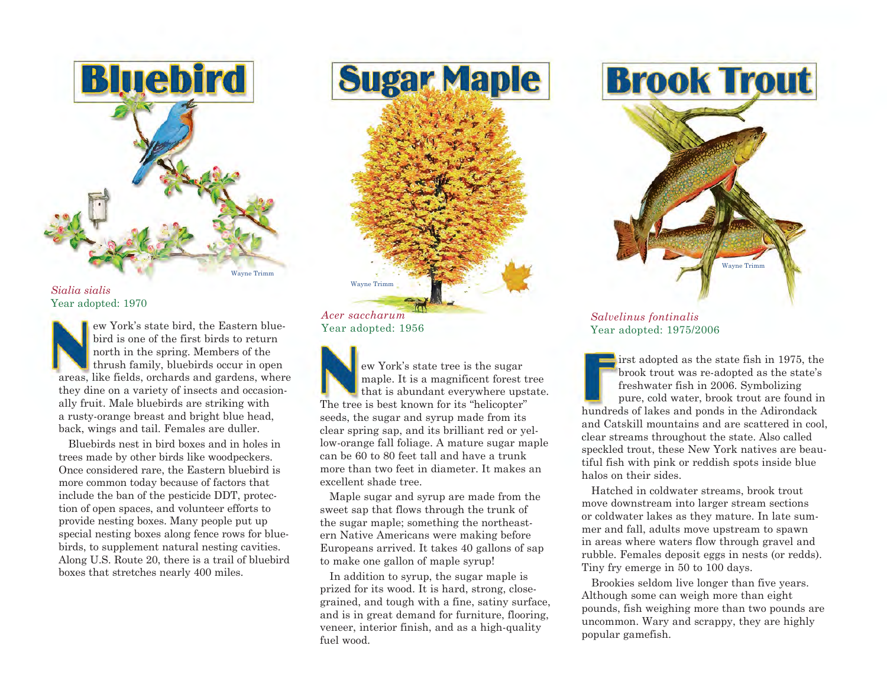# Bluebird

Wayne Trimm

*Sialia sialis*
Year adopted: 1970

New York's state bird, the Eastern bluebird is one of the first birds to return north in the spring. Members of the thrush family, bluebirds occur in open areas, like fields, orchards and gardens, where they dine on a variety of insects and occasionally fruit. Male bluebirds are striking with a rusty-orange breast and bright blue head, back, wings and tail. Females are duller.

Bluebirds nest in bird boxes and in holes in trees made by other birds like woodpeckers. Once considered rare, the Eastern bluebird is more common today because of factors that include the ban of the pesticide DDT, protection of open spaces, and volunteer efforts to provide nesting boxes. Many people put up special nesting boxes along fence rows for bluebirds, to supplement natural nesting cavities. Along U.S. Route 20, there is a trail of bluebird boxes that stretches nearly 400 miles.

# Sugar Maple

Wayne Trimm

*Acer saccharum*
Year adopted: 1956

New York's state tree is the sugar maple. It is a magnificent forest tree that is abundant everywhere upstate. The tree is best known for its "helicopter" seeds, the sugar and syrup made from its clear spring sap, and its brilliant red or yellow-orange fall foliage. A mature sugar maple can be 60 to 80 feet tall and have a trunk more than two feet in diameter. It makes an excellent shade tree.

Maple sugar and syrup are made from the sweet sap that flows through the trunk of the sugar maple; something the northeastern Native Americans were making before Europeans arrived. It takes 40 gallons of sap to make one gallon of maple syrup!

In addition to syrup, the sugar maple is prized for its wood. It is hard, strong, close-grained, and tough with a fine, satiny surface, and is in great demand for furniture, flooring, veneer, interior finish, and as a high-quality fuel wood.

# Brook Trout

Wayne Trimm

*Salvelinus fontinalis*
Year adopted: 1975/2006

First adopted as the state fish in 1975, the brook trout was re-adopted as the state's freshwater fish in 2006. Symbolizing pure, cold water, brook trout are found in hundreds of lakes and ponds in the Adirondack and Catskill mountains and are scattered in cool, clear streams throughout the state. Also called speckled trout, these New York natives are beautiful fish with pink or reddish spots inside blue halos on their sides.

Hatched in coldwater streams, brook trout move downstream into larger stream sections or coldwater lakes as they mature. In late summer and fall, adults move upstream to spawn in areas where waters flow through gravel and rubble. Females deposit eggs in nests (or redds). Tiny fry emerge in 50 to 100 days.

Brookies seldom live longer than five years. Although some can weigh more than eight pounds, fish weighing more than two pounds are uncommon. Wary and scrappy, they are highly popular gamefish.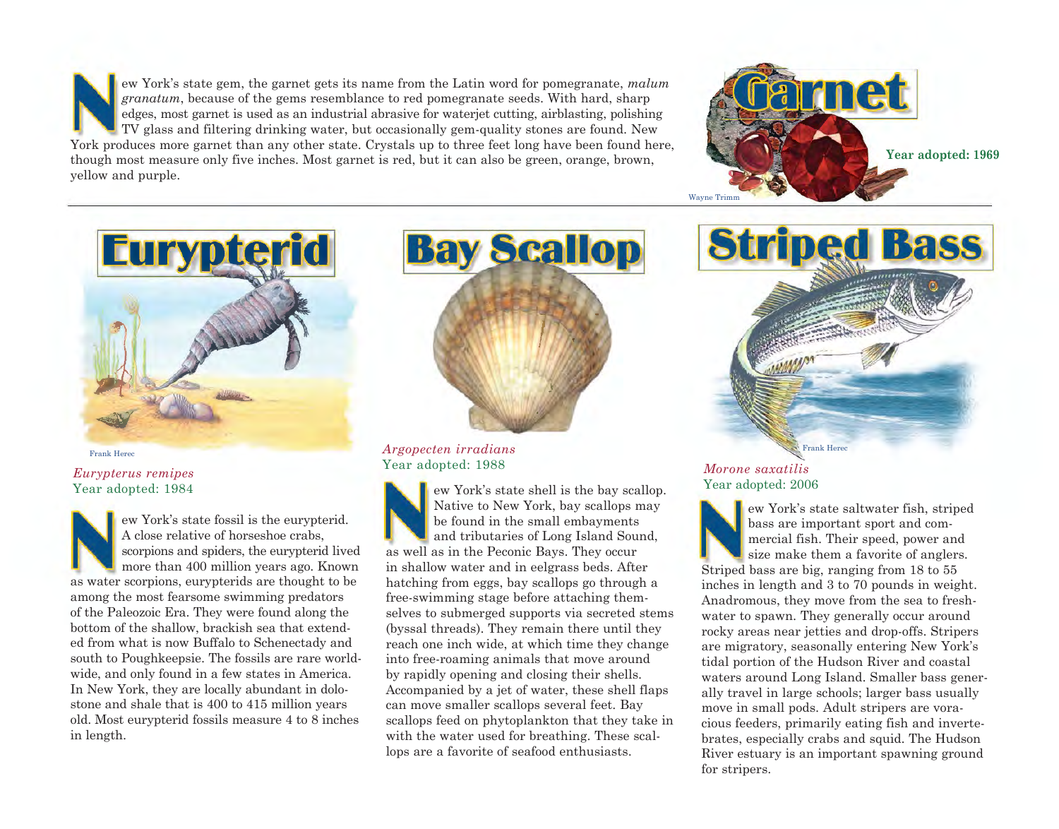## Garnet

New York's state gem, the garnet gets its name from the Latin word for pomegranate, *malum granatum*, because of the gems resemblance to red pomegranate seeds. With hard, sharp edges, most garnet is used as an industrial abrasive for waterjet cutting, airblasting, polishing TV glass and filtering drinking water, but occasionally gem-quality stones are found. New York produces more garnet than any other state. Crystals up to three feet long have been found here, though most measure only five inches. Most garnet is red, but it can also be green, orange, brown, yellow and purple.

Wayne Trimm

**Year adopted: 1969**

## Eurypterid

Frank Herec

*Eurypterus remipes*
Year adopted: 1984

New York's state fossil is the eurypterid. A close relative of horseshoe crabs, scorpions and spiders, the eurypterid lived more than 400 million years ago. Known as water scorpions, eurypterids are thought to be among the most fearsome swimming predators of the Paleozoic Era. They were found along the bottom of the shallow, brackish sea that extended from what is now Buffalo to Schenectady and south to Poughkeepsie. The fossils are rare worldwide, and only found in a few states in America. In New York, they are locally abundant in dolostone and shale that is 400 to 415 million years old. Most eurypterid fossils measure 4 to 8 inches in length.

## Bay Scallop

*Argopecten irradians*
Year adopted: 1988

New York's state shell is the bay scallop. Native to New York, bay scallops may be found in the small embayments and tributaries of Long Island Sound, as well as in the Peconic Bays. They occur in shallow water and in eelgrass beds. After hatching from eggs, bay scallops go through a free-swimming stage before attaching themselves to submerged supports via secreted stems (byssal threads). They remain there until they reach one inch wide, at which time they change into free-roaming animals that move around by rapidly opening and closing their shells. Accompanied by a jet of water, these shell flaps can move smaller scallops several feet. Bay scallops feed on phytoplankton that they take in with the water used for breathing. These scallops are a favorite of seafood enthusiasts.

## Striped Bass

Frank Herec

*Morone saxatilis*
Year adopted: 2006

New York's state saltwater fish, striped bass are important sport and commercial fish. Their speed, power and size make them a favorite of anglers. Striped bass are big, ranging from 18 to 55 inches in length and 3 to 70 pounds in weight. Anadromous, they move from the sea to freshwater to spawn. They generally occur around rocky areas near jetties and drop-offs. Stripers are migratory, seasonally entering New York's tidal portion of the Hudson River and coastal waters around Long Island. Smaller bass generally travel in large schools; larger bass usually move in small pods. Adult stripers are voracious feeders, primarily eating fish and invertebrates, especially crabs and squid. The Hudson River estuary is an important spawning ground for stripers.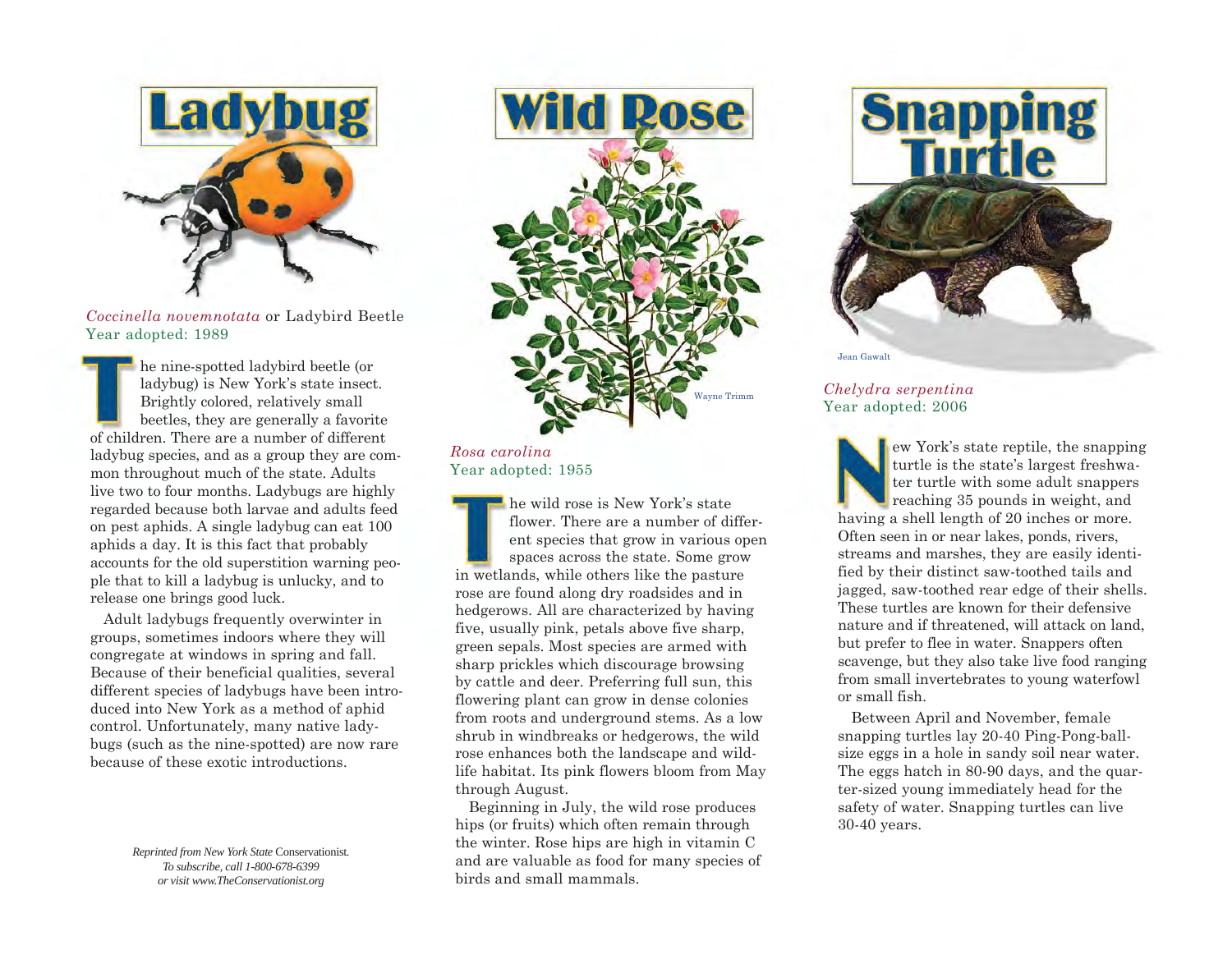# Ladybug

*Coccinella novemnotata* or Ladybird Beetle
Year adopted: 1989

The nine-spotted ladybird beetle (or ladybug) is New York's state insect. Brightly colored, relatively small beetles, they are generally a favorite of children. There are a number of different ladybug species, and as a group they are common throughout much of the state. Adults live two to four months. Ladybugs are highly regarded because both larvae and adults feed on pest aphids. A single ladybug can eat 100 aphids a day. It is this fact that probably accounts for the old superstition warning people that to kill a ladybug is unlucky, and to release one brings good luck.

Adult ladybugs frequently overwinter in groups, sometimes indoors where they will congregate at windows in spring and fall. Because of their beneficial qualities, several different species of ladybugs have been introduced into New York as a method of aphid control. Unfortunately, many native ladybugs (such as the nine-spotted) are now rare because of these exotic introductions.

*Reprinted from New York State* Conservationist.
*To subscribe, call 1-800-678-6399*
*or visit www.TheConservationist.org*

# Wild Rose

Wayne Trimm

*Rosa carolina*
Year adopted: 1955

The wild rose is New York's state flower. There are a number of different species that grow in various open spaces across the state. Some grow in wetlands, while others like the pasture rose are found along dry roadsides and in hedgerows. All are characterized by having five, usually pink, petals above five sharp, green sepals. Most species are armed with sharp prickles which discourage browsing by cattle and deer. Preferring full sun, this flowering plant can grow in dense colonies from roots and underground stems. As a low shrub in windbreaks or hedgerows, the wild rose enhances both the landscape and wildlife habitat. Its pink flowers bloom from May through August.

Beginning in July, the wild rose produces hips (or fruits) which often remain through the winter. Rose hips are high in vitamin C and are valuable as food for many species of birds and small mammals.

# Snapping Turtle

Jean Gawalt

*Chelydra serpentina*
Year adopted: 2006

New York's state reptile, the snapping turtle is the state's largest freshwater turtle with some adult snappers reaching 35 pounds in weight, and having a shell length of 20 inches or more. Often seen in or near lakes, ponds, rivers, streams and marshes, they are easily identified by their distinct saw-toothed tails and jagged, saw-toothed rear edge of their shells. These turtles are known for their defensive nature and if threatened, will attack on land, but prefer to flee in water. Snappers often scavenge, but they also take live food ranging from small invertebrates to young waterfowl or small fish.

Between April and November, female snapping turtles lay 20-40 Ping-Pong-ball-size eggs in a hole in sandy soil near water. The eggs hatch in 80-90 days, and the quarter-sized young immediately head for the safety of water. Snapping turtles can live 30-40 years.